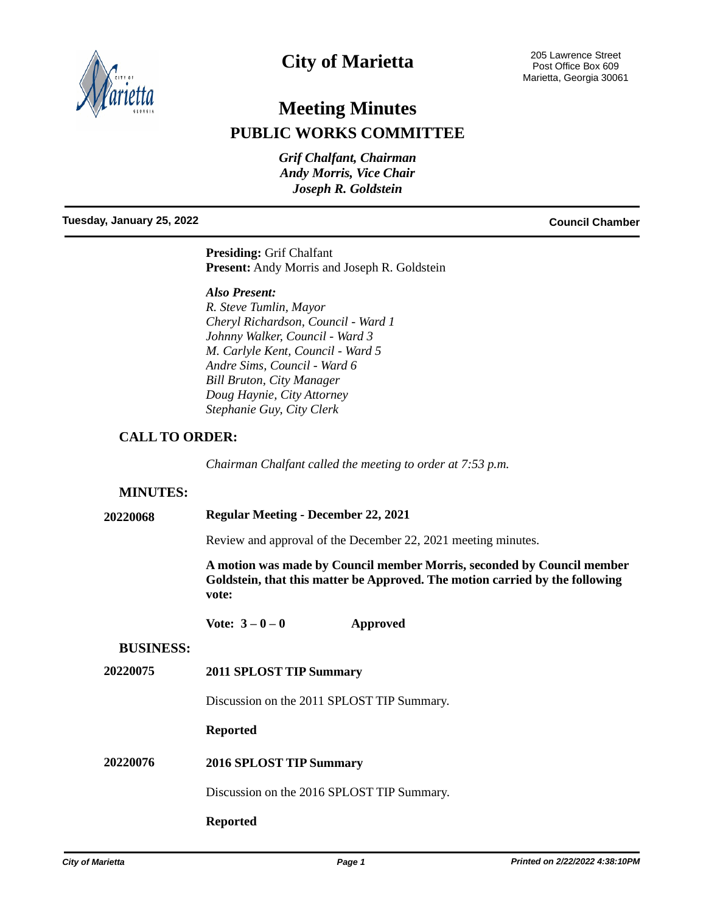# City of Marietta

205 Lawrence Street
Post Office Box 609
Marietta, Georgia 30061

## Meeting Minutes

## PUBLIC WORKS COMMITTEE

*Grif Chalfant, Chairman*
*Andy Morris, Vice Chair*
*Joseph R. Goldstein*

**Tuesday, January 25, 2022** **Council Chamber**

**Presiding:** Grif Chalfant
**Present:** Andy Morris and Joseph R. Goldstein

***Also Present:***
*R. Steve Tumlin, Mayor*
*Cheryl Richardson, Council - Ward 1*
*Johnny Walker, Council - Ward 3*
*M. Carlyle Kent, Council - Ward 5*
*Andre Sims, Council - Ward 6*
*Bill Bruton, City Manager*
*Doug Haynie, City Attorney*
*Stephanie Guy, City Clerk*

### CALL TO ORDER:

*Chairman Chalfant called the meeting to order at 7:53 p.m.*

### MINUTES:

**20220068** **Regular Meeting - December 22, 2021**

Review and approval of the December 22, 2021 meeting minutes.

**A motion was made by Council member Morris, seconded by Council member Goldstein, that this matter be Approved. The motion carried by the following vote:**

**Vote: 3 – 0 – 0** **Approved**

### BUSINESS:

**20220075** **2011 SPLOST TIP Summary**

Discussion on the 2011 SPLOST TIP Summary.

**Reported**

**20220076** **2016 SPLOST TIP Summary**

Discussion on the 2016 SPLOST TIP Summary.

**Reported**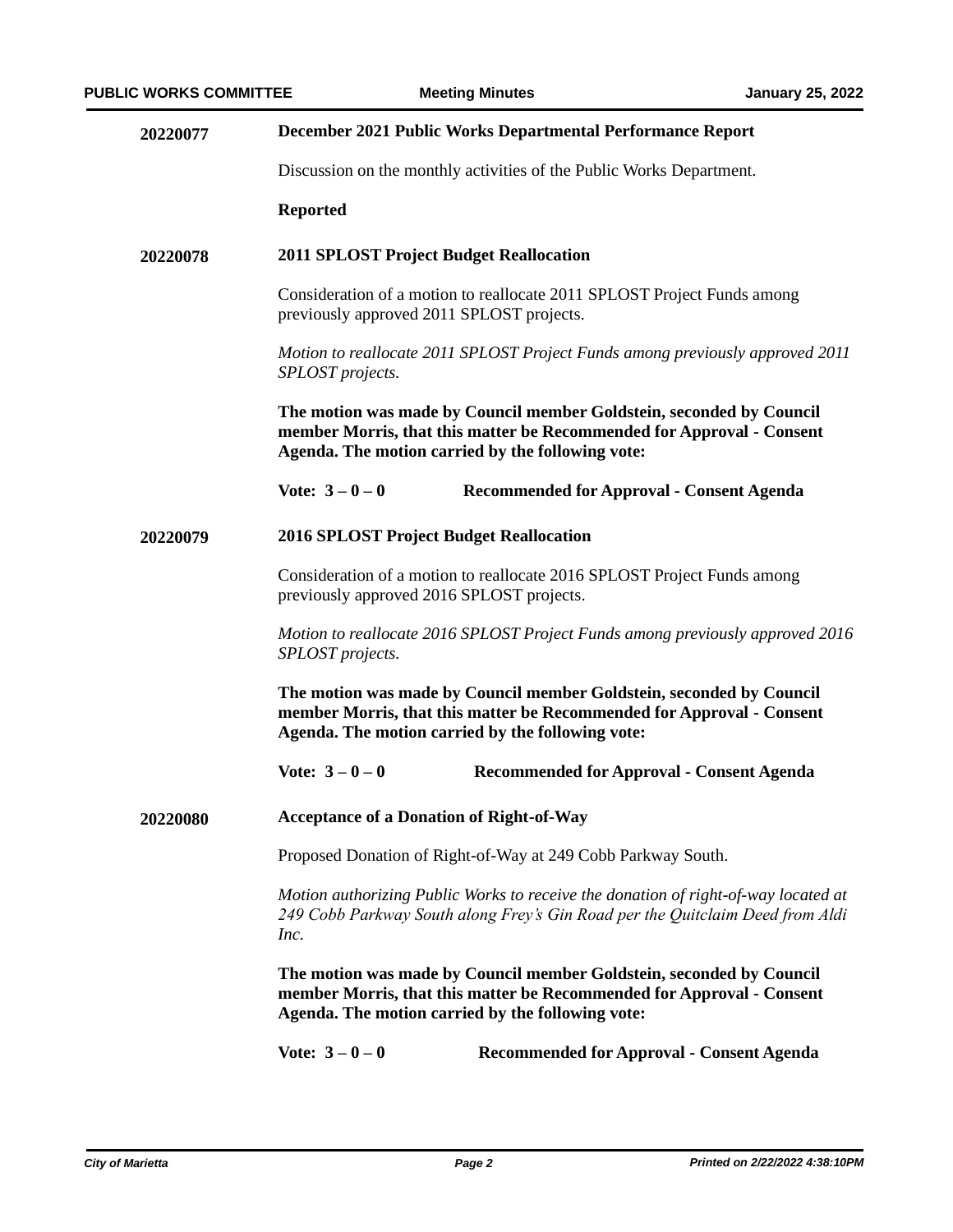**20220077** **December 2021 Public Works Departmental Performance Report**

Discussion on the monthly activities of the Public Works Department.

**Reported**

**20220078** **2011 SPLOST Project Budget Reallocation**

Consideration of a motion to reallocate 2011 SPLOST Project Funds among previously approved 2011 SPLOST projects.

*Motion to reallocate 2011 SPLOST Project Funds among previously approved 2011 SPLOST projects.*

**The motion was made by Council member Goldstein, seconded by Council member Morris, that this matter be Recommended for Approval - Consent Agenda. The motion carried by the following vote:**

**Vote: 3 – 0 – 0** **Recommended for Approval - Consent Agenda**

**20220079** **2016 SPLOST Project Budget Reallocation**

Consideration of a motion to reallocate 2016 SPLOST Project Funds among previously approved 2016 SPLOST projects.

*Motion to reallocate 2016 SPLOST Project Funds among previously approved 2016 SPLOST projects.*

**The motion was made by Council member Goldstein, seconded by Council member Morris, that this matter be Recommended for Approval - Consent Agenda. The motion carried by the following vote:**

**Vote: 3 – 0 – 0** **Recommended for Approval - Consent Agenda**

**20220080** **Acceptance of a Donation of Right-of-Way**

Proposed Donation of Right-of-Way at 249 Cobb Parkway South.

*Motion authorizing Public Works to receive the donation of right-of-way located at 249 Cobb Parkway South along Frey's Gin Road per the Quitclaim Deed from Aldi Inc.*

**The motion was made by Council member Goldstein, seconded by Council member Morris, that this matter be Recommended for Approval - Consent Agenda. The motion carried by the following vote:**

**Vote: 3 – 0 – 0** **Recommended for Approval - Consent Agenda**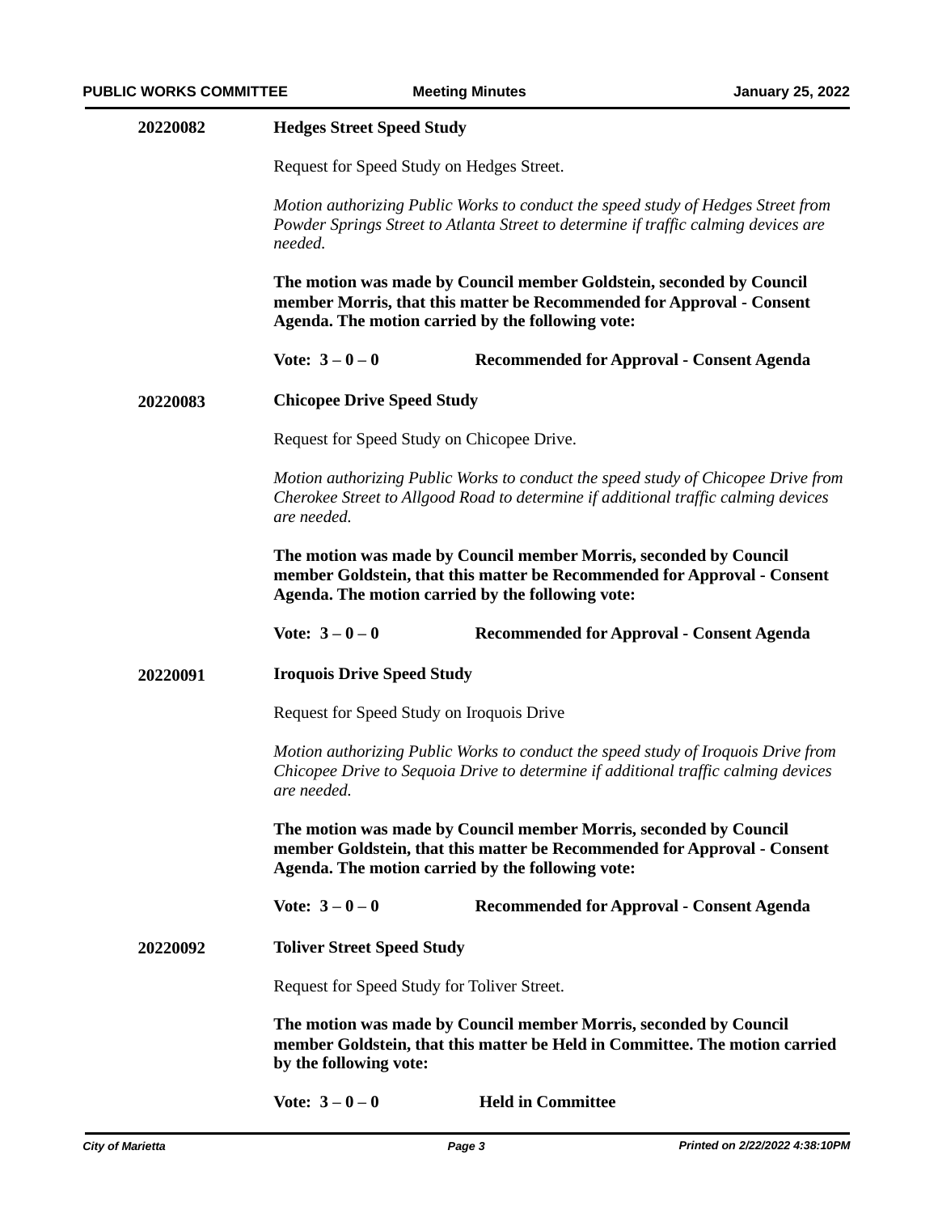**20220082** **Hedges Street Speed Study**

Request for Speed Study on Hedges Street.

*Motion authorizing Public Works to conduct the speed study of Hedges Street from Powder Springs Street to Atlanta Street to determine if traffic calming devices are needed.*

**The motion was made by Council member Goldstein, seconded by Council member Morris, that this matter be Recommended for Approval - Consent Agenda. The motion carried by the following vote:**

**Vote: 3 – 0 – 0** **Recommended for Approval - Consent Agenda**

**20220083** **Chicopee Drive Speed Study**

Request for Speed Study on Chicopee Drive.

*Motion authorizing Public Works to conduct the speed study of Chicopee Drive from Cherokee Street to Allgood Road to determine if additional traffic calming devices are needed.*

**The motion was made by Council member Morris, seconded by Council member Goldstein, that this matter be Recommended for Approval - Consent Agenda. The motion carried by the following vote:**

**Vote: 3 – 0 – 0** **Recommended for Approval - Consent Agenda**

**20220091** **Iroquois Drive Speed Study**

Request for Speed Study on Iroquois Drive

*Motion authorizing Public Works to conduct the speed study of Iroquois Drive from Chicopee Drive to Sequoia Drive to determine if additional traffic calming devices are needed.*

**The motion was made by Council member Morris, seconded by Council member Goldstein, that this matter be Recommended for Approval - Consent Agenda. The motion carried by the following vote:**

**Vote: 3 – 0 – 0** **Recommended for Approval - Consent Agenda**

**20220092** **Toliver Street Speed Study**

Request for Speed Study for Toliver Street.

**The motion was made by Council member Morris, seconded by Council member Goldstein, that this matter be Held in Committee. The motion carried by the following vote:**

**Vote: 3 – 0 – 0** **Held in Committee**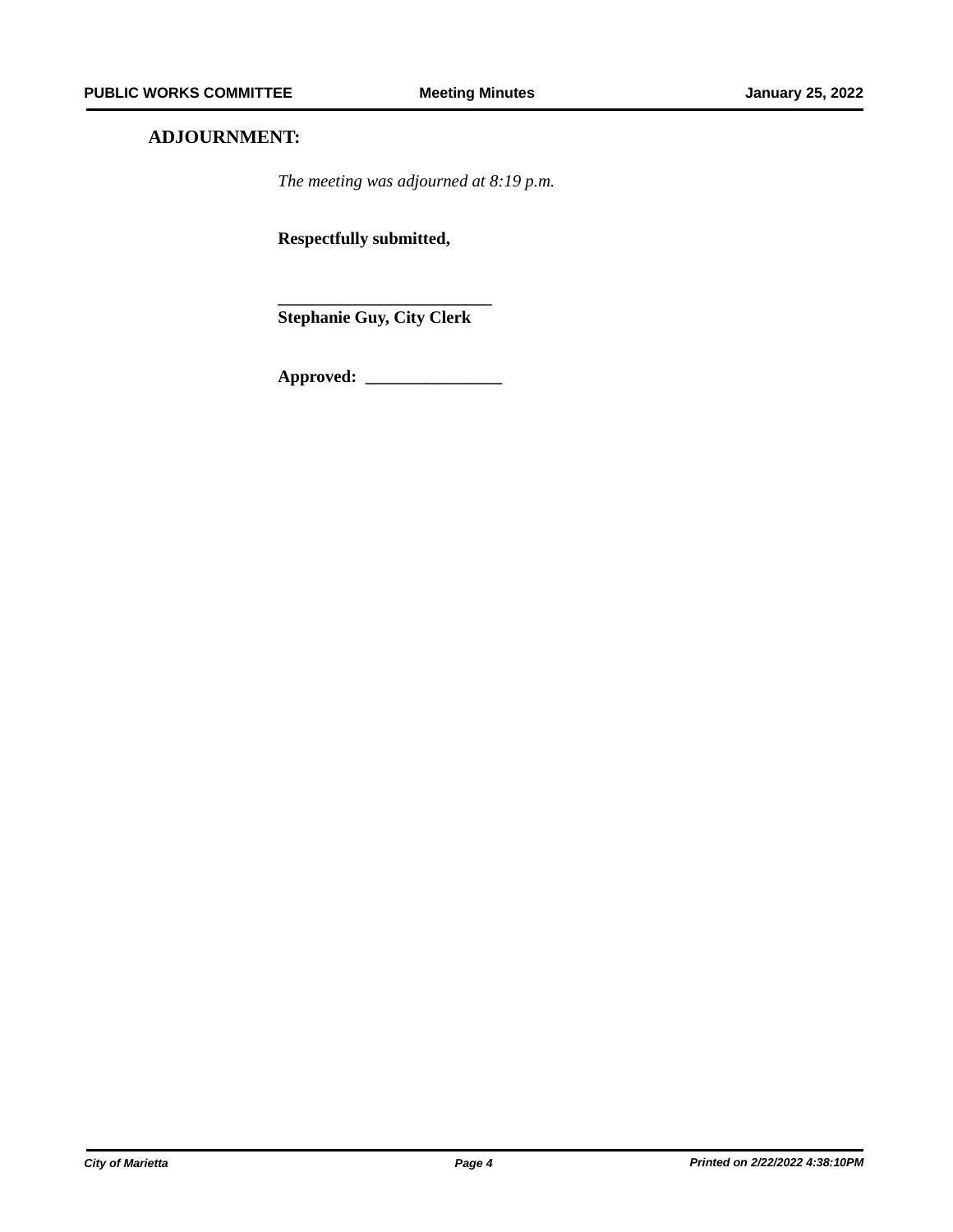## ADJOURNMENT:

*The meeting was adjourned at 8:19 p.m.*

**Respectfully submitted,**

**_________________________**
**Stephanie Guy, City Clerk**

**Approved: ________________**